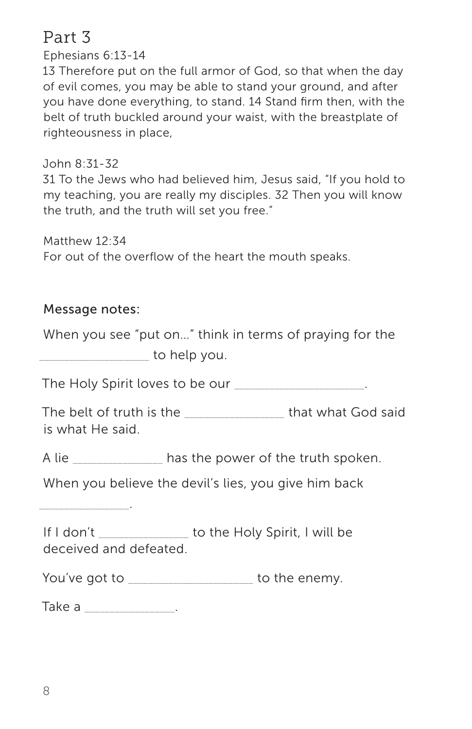# Part 3

Ephesians 6:13-14

13 Therefore put on the full armor of God, so that when the day of evil comes, you may be able to stand your ground, and after you have done everything, to stand. 14 Stand firm then, with the belt of truth buckled around your waist, with the breastplate of righteousness in place,

John 8:31-32

31 To the Jews who had believed him, Jesus said, "If you hold to my teaching, you are really my disciples. 32 Then you will know the truth, and the truth will set you free."

Matthew 12:34

For out of the overflow of the heart the mouth speaks.

## Message notes:

When you see "put on..." think in terms of praying for the _______________ to help you.

The Holy Spirit loves to be our __________________.

The belt of truth is the _____________ that what God said is what He said.

A lie ____________ has the power of the truth spoken.

When you believe the devil's lies, you give him back ____________.

If I don't ____________ to the Holy Spirit, I will be deceived and defeated.

You've got to _________________ to the enemy.

Take a ____________.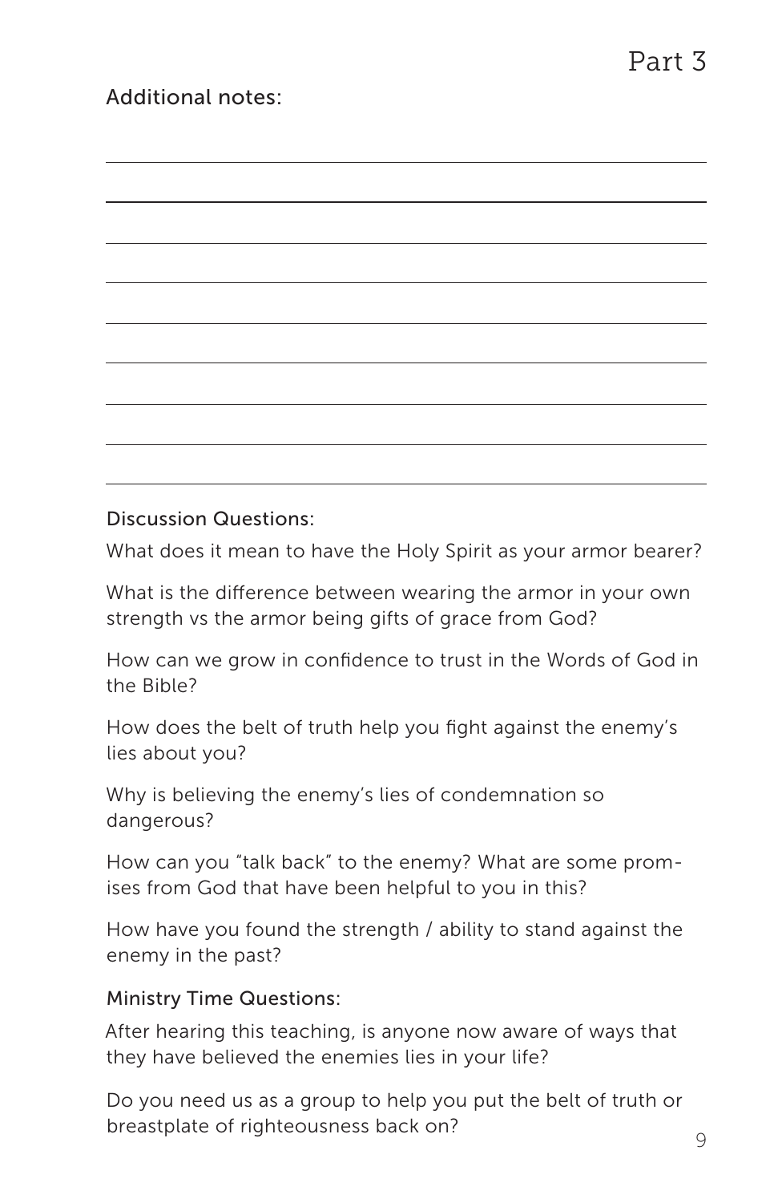Part 3

Additional notes:

Discussion Questions:

What does it mean to have the Holy Spirit as your armor bearer?

What is the difference between wearing the armor in your own strength vs the armor being gifts of grace from God?

How can we grow in confidence to trust in the Words of God in the Bible?

How does the belt of truth help you fight against the enemy's lies about you?

Why is believing the enemy's lies of condemnation so dangerous?

How can you "talk back" to the enemy? What are some promises from God that have been helpful to you in this?

How have you found the strength / ability to stand against the enemy in the past?

Ministry Time Questions:

After hearing this teaching, is anyone now aware of ways that they have believed the enemies lies in your life?

Do you need us as a group to help you put the belt of truth or breastplate of righteousness back on?